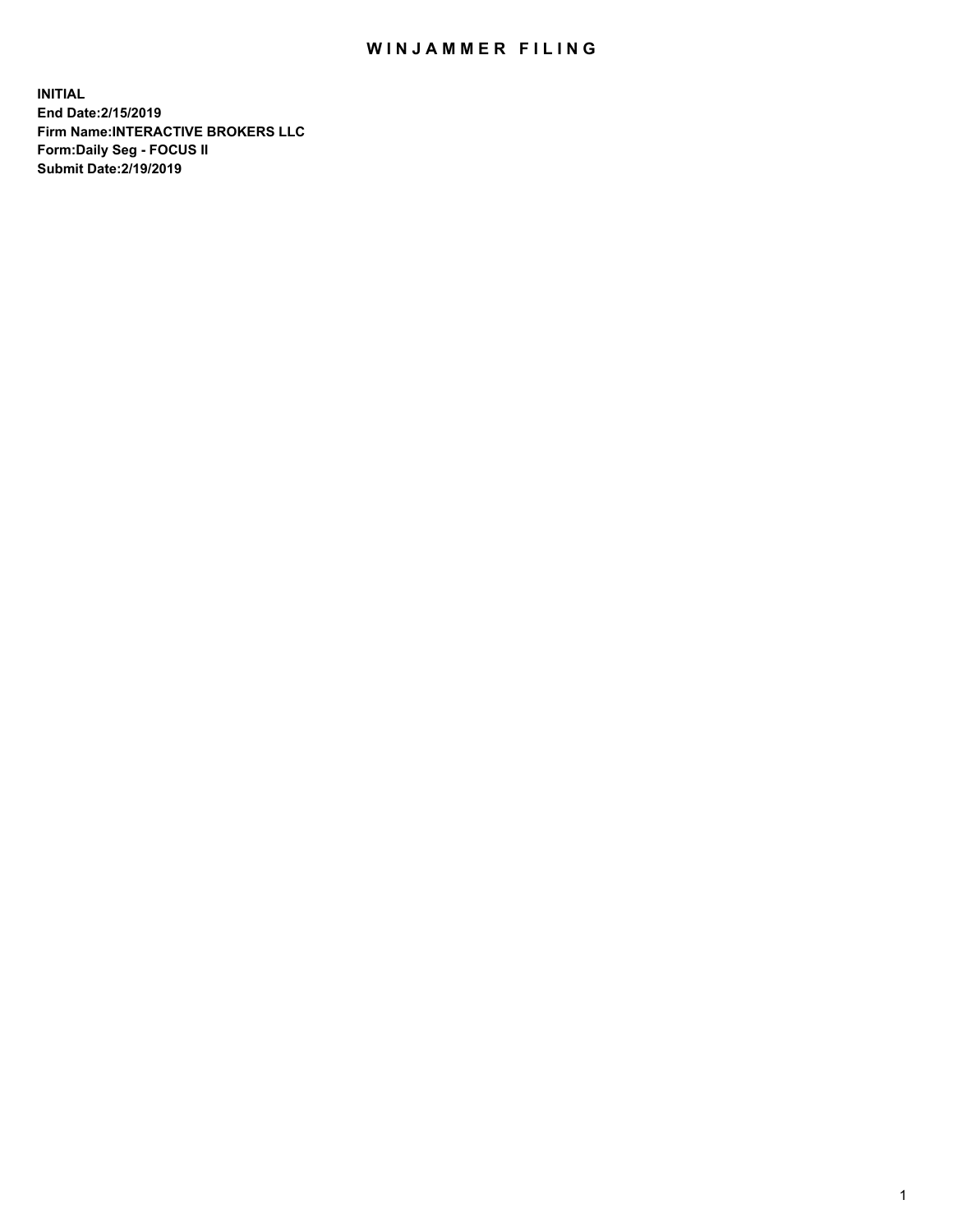# WINJAMMER FILING

**INITIAL**
**End Date:2/15/2019**
**Firm Name:INTERACTIVE BROKERS LLC**
**Form:Daily Seg - FOCUS II**
**Submit Date:2/19/2019**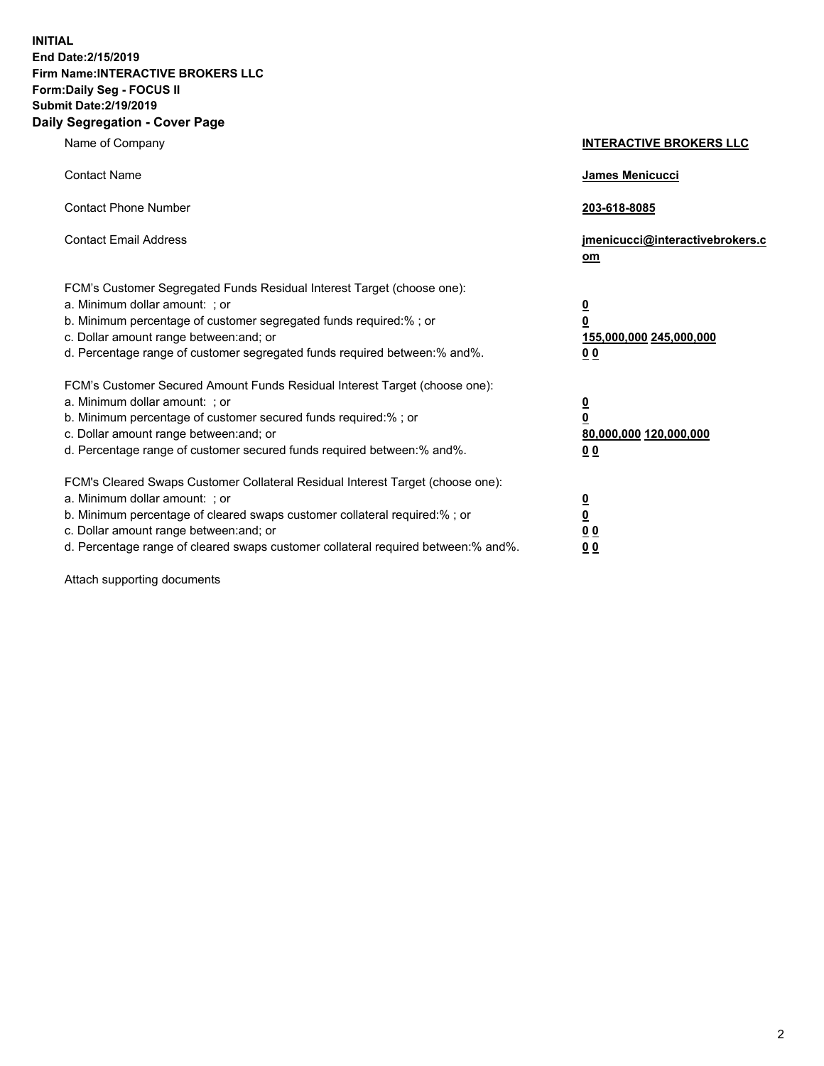**INITIAL**
**End Date:2/15/2019**
**Firm Name:INTERACTIVE BROKERS LLC**
**Form:Daily Seg - FOCUS II**
**Submit Date:2/19/2019**
**Daily Segregation - Cover Page**

| | |
|---|---|
| Name of Company | **INTERACTIVE BROKERS LLC** |
| Contact Name | **James Menicucci** |
| Contact Phone Number | **203-618-8085** |
| Contact Email Address | **jmenicucci@interactivebrokers.com** |
| FCM's Customer Segregated Funds Residual Interest Target (choose one): | |
| a. Minimum dollar amount: ; or | **0** |
| b. Minimum percentage of customer segregated funds required:% ; or | **0** |
| c. Dollar amount range between:and; or | **155,000,000 245,000,000** |
| d. Percentage range of customer segregated funds required between:% and%. | **0 0** |
| FCM's Customer Secured Amount Funds Residual Interest Target (choose one): | |
| a. Minimum dollar amount: ; or | **0** |
| b. Minimum percentage of customer secured funds required:% ; or | **0** |
| c. Dollar amount range between:and; or | **80,000,000 120,000,000** |
| d. Percentage range of customer secured funds required between:% and%. | **0 0** |
| FCM's Cleared Swaps Customer Collateral Residual Interest Target (choose one): | |
| a. Minimum dollar amount: ; or | **0** |
| b. Minimum percentage of cleared swaps customer collateral required:% ; or | **0** |
| c. Dollar amount range between:and; or | **0 0** |
| d. Percentage range of cleared swaps customer collateral required between:% and%. | **0 0** |

Attach supporting documents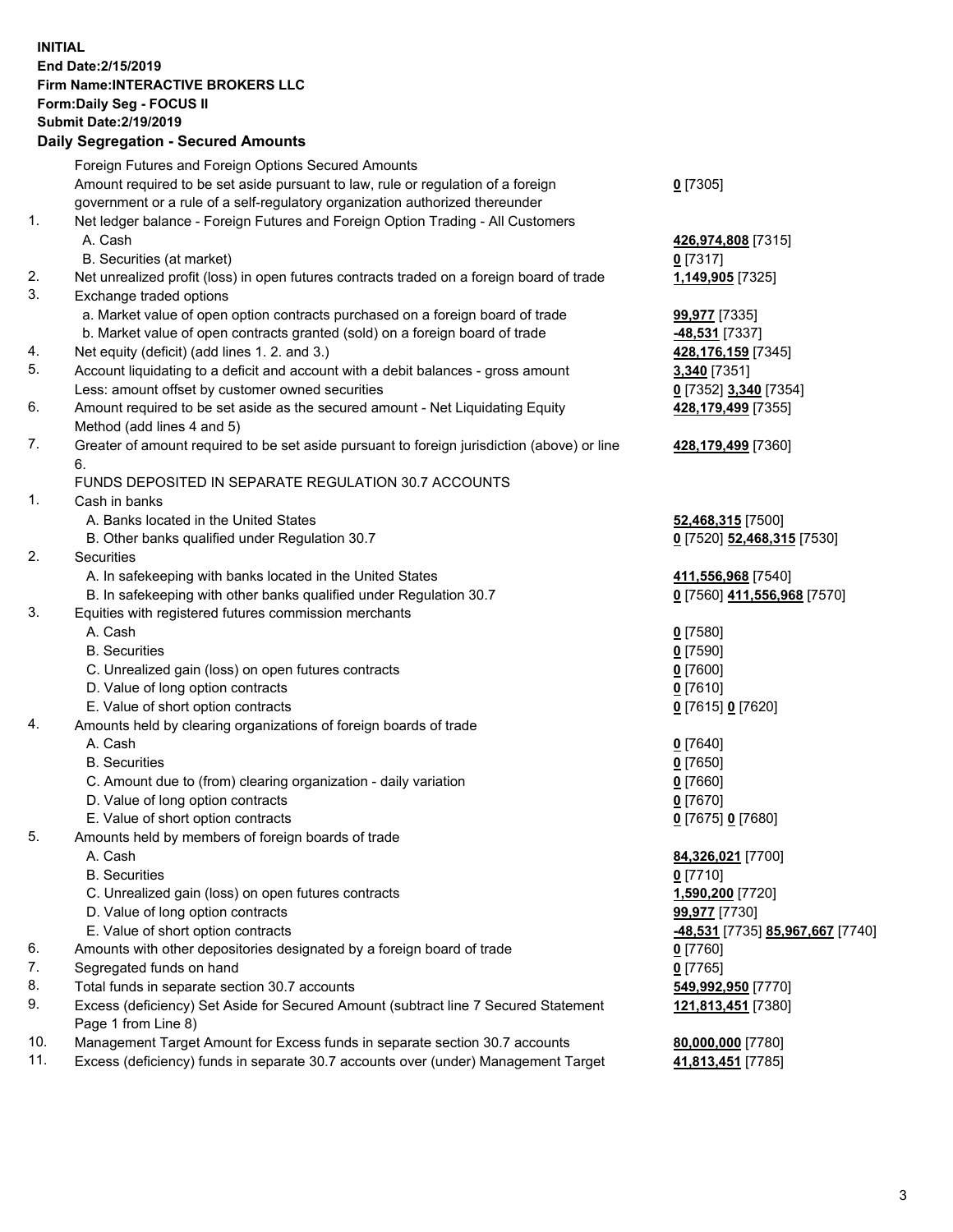**INITIAL**
**End Date:2/15/2019**
**Firm Name:INTERACTIVE BROKERS LLC**
**Form:Daily Seg - FOCUS II**
**Submit Date:2/19/2019**

## Daily Segregation - Secured Amounts

| | | |
|---|---|---|
| | Foreign Futures and Foreign Options Secured Amounts | |
| | Amount required to be set aside pursuant to law, rule or regulation of a foreign government or a rule of a self-regulatory organization authorized thereunder | **0** [7305] |
| 1. | Net ledger balance - Foreign Futures and Foreign Option Trading - All Customers | |
| | A. Cash | **426,974,808** [7315] |
| | B. Securities (at market) | **0** [7317] |
| 2. | Net unrealized profit (loss) in open futures contracts traded on a foreign board of trade | **1,149,905** [7325] |
| 3. | Exchange traded options | |
| | a. Market value of open option contracts purchased on a foreign board of trade | **99,977** [7335] |
| | b. Market value of open contracts granted (sold) on a foreign board of trade | **-48,531** [7337] |
| 4. | Net equity (deficit) (add lines 1. 2. and 3.) | **428,176,159** [7345] |
| 5. | Account liquidating to a deficit and account with a debit balances - gross amount | **3,340** [7351] |
| | Less: amount offset by customer owned securities | **0** [7352] **3,340** [7354] |
| 6. | Amount required to be set aside as the secured amount - Net Liquidating Equity Method (add lines 4 and 5) | **428,179,499** [7355] |
| 7. | Greater of amount required to be set aside pursuant to foreign jurisdiction (above) or line 6. | **428,179,499** [7360] |
| | FUNDS DEPOSITED IN SEPARATE REGULATION 30.7 ACCOUNTS | |
| 1. | Cash in banks | |
| | A. Banks located in the United States | **52,468,315** [7500] |
| | B. Other banks qualified under Regulation 30.7 | **0** [7520] **52,468,315** [7530] |
| 2. | Securities | |
| | A. In safekeeping with banks located in the United States | **411,556,968** [7540] |
| | B. In safekeeping with other banks qualified under Regulation 30.7 | **0** [7560] **411,556,968** [7570] |
| 3. | Equities with registered futures commission merchants | |
| | A. Cash | **0** [7580] |
| | B. Securities | **0** [7590] |
| | C. Unrealized gain (loss) on open futures contracts | **0** [7600] |
| | D. Value of long option contracts | **0** [7610] |
| | E. Value of short option contracts | **0** [7615] **0** [7620] |
| 4. | Amounts held by clearing organizations of foreign boards of trade | |
| | A. Cash | **0** [7640] |
| | B. Securities | **0** [7650] |
| | C. Amount due to (from) clearing organization - daily variation | **0** [7660] |
| | D. Value of long option contracts | **0** [7670] |
| | E. Value of short option contracts | **0** [7675] **0** [7680] |
| 5. | Amounts held by members of foreign boards of trade | |
| | A. Cash | **84,326,021** [7700] |
| | B. Securities | **0** [7710] |
| | C. Unrealized gain (loss) on open futures contracts | **1,590,200** [7720] |
| | D. Value of long option contracts | **99,977** [7730] |
| | E. Value of short option contracts | **-48,531** [7735] **85,967,667** [7740] |
| 6. | Amounts with other depositories designated by a foreign board of trade | **0** [7760] |
| 7. | Segregated funds on hand | **0** [7765] |
| 8. | Total funds in separate section 30.7 accounts | **549,992,950** [7770] |
| 9. | Excess (deficiency) Set Aside for Secured Amount (subtract line 7 Secured Statement Page 1 from Line 8) | **121,813,451** [7380] |
| 10. | Management Target Amount for Excess funds in separate section 30.7 accounts | **80,000,000** [7780] |
| 11. | Excess (deficiency) funds in separate 30.7 accounts over (under) Management Target | **41,813,451** [7785] |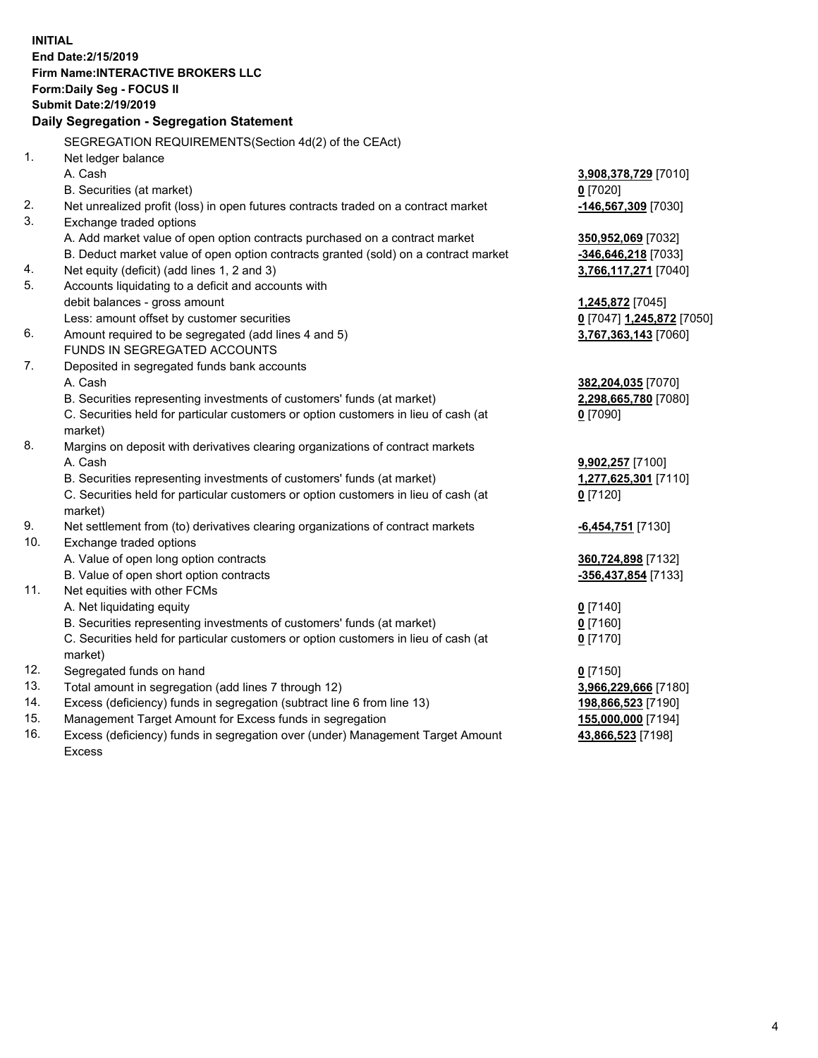**INITIAL**
**End Date:2/15/2019**
**Firm Name:INTERACTIVE BROKERS LLC**
**Form:Daily Seg - FOCUS II**
**Submit Date:2/19/2019**

## Daily Segregation - Segregation Statement

| | | |
|---|---|---|
| | SEGREGATION REQUIREMENTS(Section 4d(2) of the CEAct) | |
| 1. | Net ledger balance | |
| | A. Cash | **3,908,378,729** [7010] |
| | B. Securities (at market) | **0** [7020] |
| 2. | Net unrealized profit (loss) in open futures contracts traded on a contract market | **-146,567,309** [7030] |
| 3. | Exchange traded options | |
| | A. Add market value of open option contracts purchased on a contract market | **350,952,069** [7032] |
| | B. Deduct market value of open option contracts granted (sold) on a contract market | **-346,646,218** [7033] |
| 4. | Net equity (deficit) (add lines 1, 2 and 3) | **3,766,117,271** [7040] |
| 5. | Accounts liquidating to a deficit and accounts with debit balances - gross amount | **1,245,872** [7045] |
| | Less: amount offset by customer securities | **0** [7047] **1,245,872** [7050] |
| 6. | Amount required to be segregated (add lines 4 and 5) | **3,767,363,143** [7060] |
| | FUNDS IN SEGREGATED ACCOUNTS | |
| 7. | Deposited in segregated funds bank accounts | |
| | A. Cash | **382,204,035** [7070] |
| | B. Securities representing investments of customers' funds (at market) | **2,298,665,780** [7080] |
| | C. Securities held for particular customers or option customers in lieu of cash (at market) | **0** [7090] |
| 8. | Margins on deposit with derivatives clearing organizations of contract markets | |
| | A. Cash | **9,902,257** [7100] |
| | B. Securities representing investments of customers' funds (at market) | **1,277,625,301** [7110] |
| | C. Securities held for particular customers or option customers in lieu of cash (at market) | **0** [7120] |
| 9. | Net settlement from (to) derivatives clearing organizations of contract markets | **-6,454,751** [7130] |
| 10. | Exchange traded options | |
| | A. Value of open long option contracts | **360,724,898** [7132] |
| | B. Value of open short option contracts | **-356,437,854** [7133] |
| 11. | Net equities with other FCMs | |
| | A. Net liquidating equity | **0** [7140] |
| | B. Securities representing investments of customers' funds (at market) | **0** [7160] |
| | C. Securities held for particular customers or option customers in lieu of cash (at market) | **0** [7170] |
| 12. | Segregated funds on hand | **0** [7150] |
| 13. | Total amount in segregation (add lines 7 through 12) | **3,966,229,666** [7180] |
| 14. | Excess (deficiency) funds in segregation (subtract line 6 from line 13) | **198,866,523** [7190] |
| 15. | Management Target Amount for Excess funds in segregation | **155,000,000** [7194] |
| 16. | Excess (deficiency) funds in segregation over (under) Management Target Amount Excess | **43,866,523** [7198] |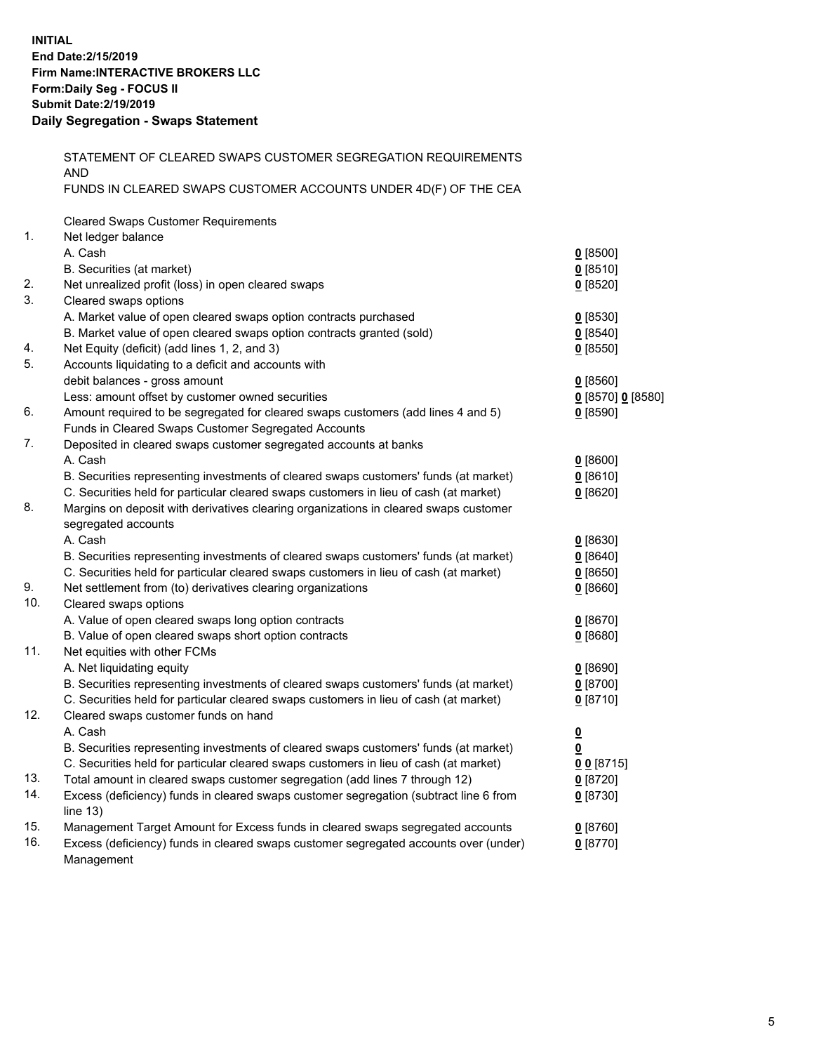**INITIAL**
**End Date:2/15/2019**
**Firm Name:INTERACTIVE BROKERS LLC**
**Form:Daily Seg - FOCUS II**
**Submit Date:2/19/2019**
**Daily Segregation - Swaps Statement**

STATEMENT OF CLEARED SWAPS CUSTOMER SEGREGATION REQUIREMENTS AND FUNDS IN CLEARED SWAPS CUSTOMER ACCOUNTS UNDER 4D(F) OF THE CEA

| | | |
|---|---|---|
| | Cleared Swaps Customer Requirements | |
| 1. | Net ledger balance | |
| | A. Cash | 0 [8500] |
| | B. Securities (at market) | 0 [8510] |
| 2. | Net unrealized profit (loss) in open cleared swaps | 0 [8520] |
| 3. | Cleared swaps options | |
| | A. Market value of open cleared swaps option contracts purchased | 0 [8530] |
| | B. Market value of open cleared swaps option contracts granted (sold) | 0 [8540] |
| 4. | Net Equity (deficit) (add lines 1, 2, and 3) | 0 [8550] |
| 5. | Accounts liquidating to a deficit and accounts with debit balances - gross amount | 0 [8560] |
| | Less: amount offset by customer owned securities | 0 [8570] 0 [8580] |
| 6. | Amount required to be segregated for cleared swaps customers (add lines 4 and 5) | 0 [8590] |
| | Funds in Cleared Swaps Customer Segregated Accounts | |
| 7. | Deposited in cleared swaps customer segregated accounts at banks | |
| | A. Cash | 0 [8600] |
| | B. Securities representing investments of cleared swaps customers' funds (at market) | 0 [8610] |
| | C. Securities held for particular cleared swaps customers in lieu of cash (at market) | 0 [8620] |
| 8. | Margins on deposit with derivatives clearing organizations in cleared swaps customer segregated accounts | |
| | A. Cash | 0 [8630] |
| | B. Securities representing investments of cleared swaps customers' funds (at market) | 0 [8640] |
| | C. Securities held for particular cleared swaps customers in lieu of cash (at market) | 0 [8650] |
| 9. | Net settlement from (to) derivatives clearing organizations | 0 [8660] |
| 10. | Cleared swaps options | |
| | A. Value of open cleared swaps long option contracts | 0 [8670] |
| | B. Value of open cleared swaps short option contracts | 0 [8680] |
| 11. | Net equities with other FCMs | |
| | A. Net liquidating equity | 0 [8690] |
| | B. Securities representing investments of cleared swaps customers' funds (at market) | 0 [8700] |
| | C. Securities held for particular cleared swaps customers in lieu of cash (at market) | 0 [8710] |
| 12. | Cleared swaps customer funds on hand | |
| | A. Cash | 0 |
| | B. Securities representing investments of cleared swaps customers' funds (at market) | 0 |
| | C. Securities held for particular cleared swaps customers in lieu of cash (at market) | 0 0 [8715] |
| 13. | Total amount in cleared swaps customer segregation (add lines 7 through 12) | 0 [8720] |
| 14. | Excess (deficiency) funds in cleared swaps customer segregation (subtract line 6 from line 13) | 0 [8730] |
| 15. | Management Target Amount for Excess funds in cleared swaps segregated accounts | 0 [8760] |
| 16. | Excess (deficiency) funds in cleared swaps customer segregated accounts over (under) Management | 0 [8770] |